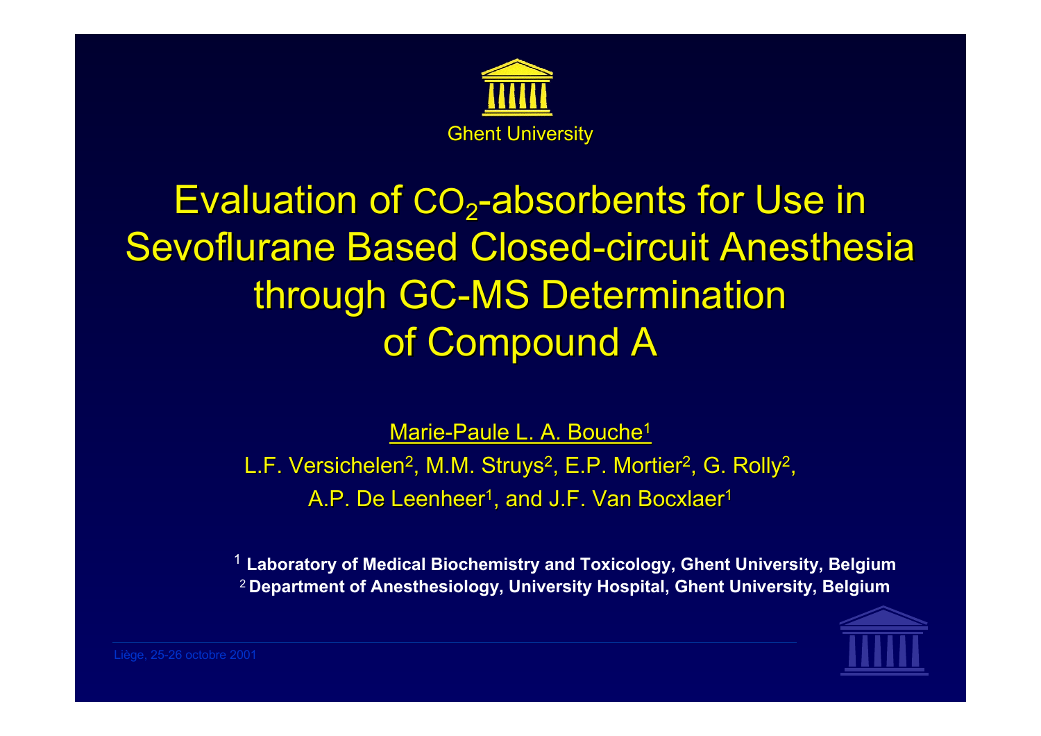Ghent University

# Evaluation of $CO_2$-absorbents for Use in Sevoflurane Based Closed-circuit Anesthesia through GC-MS Determination of Compound A

Marie-Paule L. A. Bouche[1]

L.F. Versichelen[2], M.M. Struys[2], E.P. Mortier[2], G. Rolly[2], A.P. De Leenheer[1], and J.F. Van Bocxlaer[1]

[1] **Laboratory of Medical Biochemistry and Toxicology, Ghent University, Belgium**

[2] **Department of Anesthesiology, University Hospital, Ghent University, Belgium**

Liège, 25-26 octobre 2001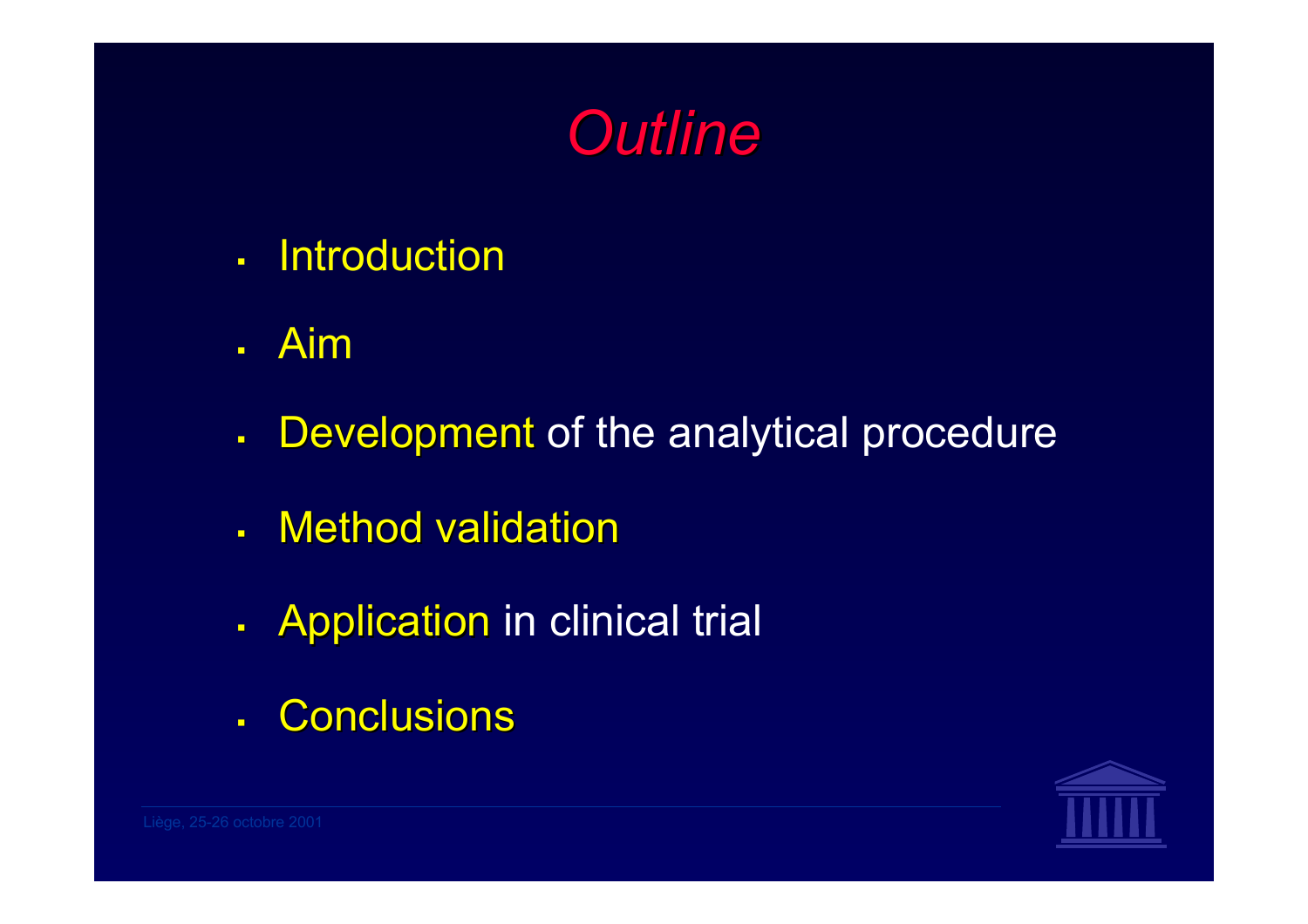# *Outline*

- Introduction
- Aim
- Development of the analytical procedure
- Method validation
- Application in clinical trial
- Conclusions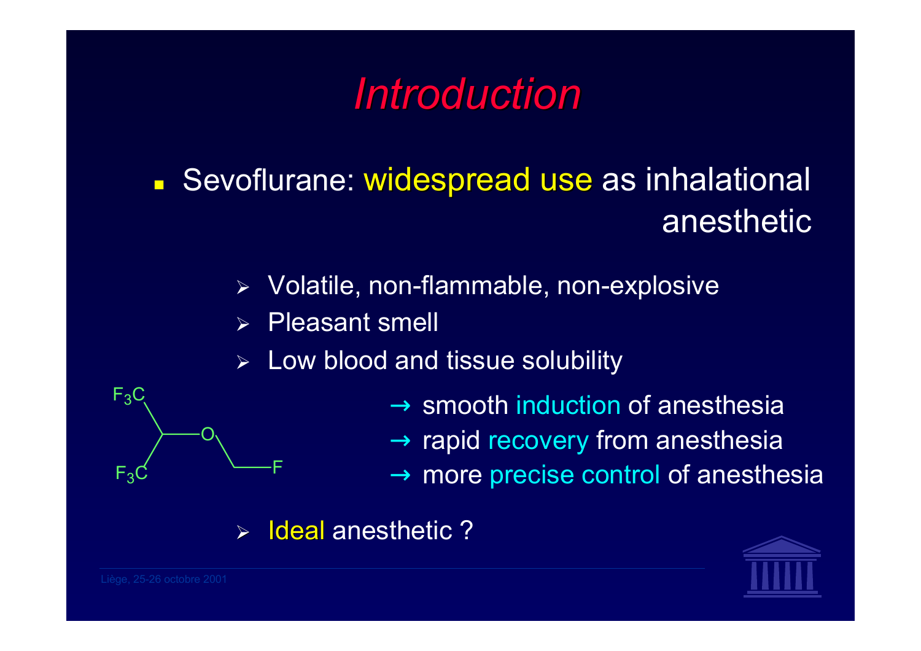# *Introduction*

- Sevoflurane: widespread use as inhalational anesthetic
  - Volatile, non-flammable, non-explosive
  - Pleasant smell
  - Low blood and tissue solubility
    - → smooth induction of anesthesia
    - → rapid recovery from anesthesia
    - → more precise control of anesthesia
  - Ideal anesthetic ?

$F_3C$, $F_3C$, O, F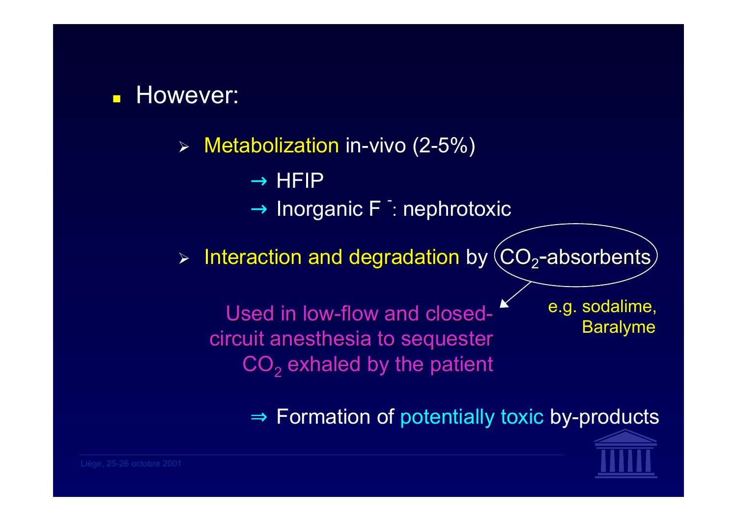- However:

  - Metabolization in-vivo (2-5%)

    → HFIP

    → Inorganic $F^-$: nephrotoxic

  - Interaction and degradation by $CO_2$-absorbents

    Used in low-flow and closed-circuit anesthesia to sequester $CO_2$ exhaled by the patient

    e.g. sodalime, Baralyme

    ⇒ Formation of potentially toxic by-products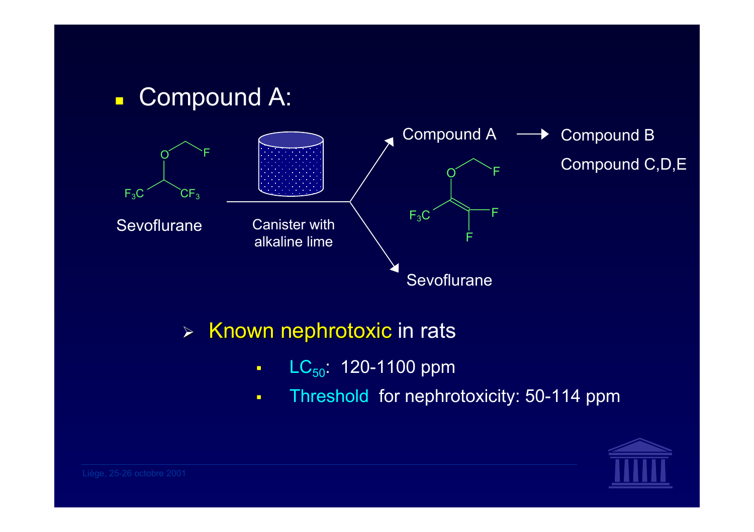- Compound A:

Sevoflurane → Canister with alkaline lime → Compound A → Compound B; Compound C,D,E

→ Sevoflurane

- Known nephrotoxic in rats
  - $LC_{50}$: 120-1100 ppm
  - Threshold for nephrotoxicity: 50-114 ppm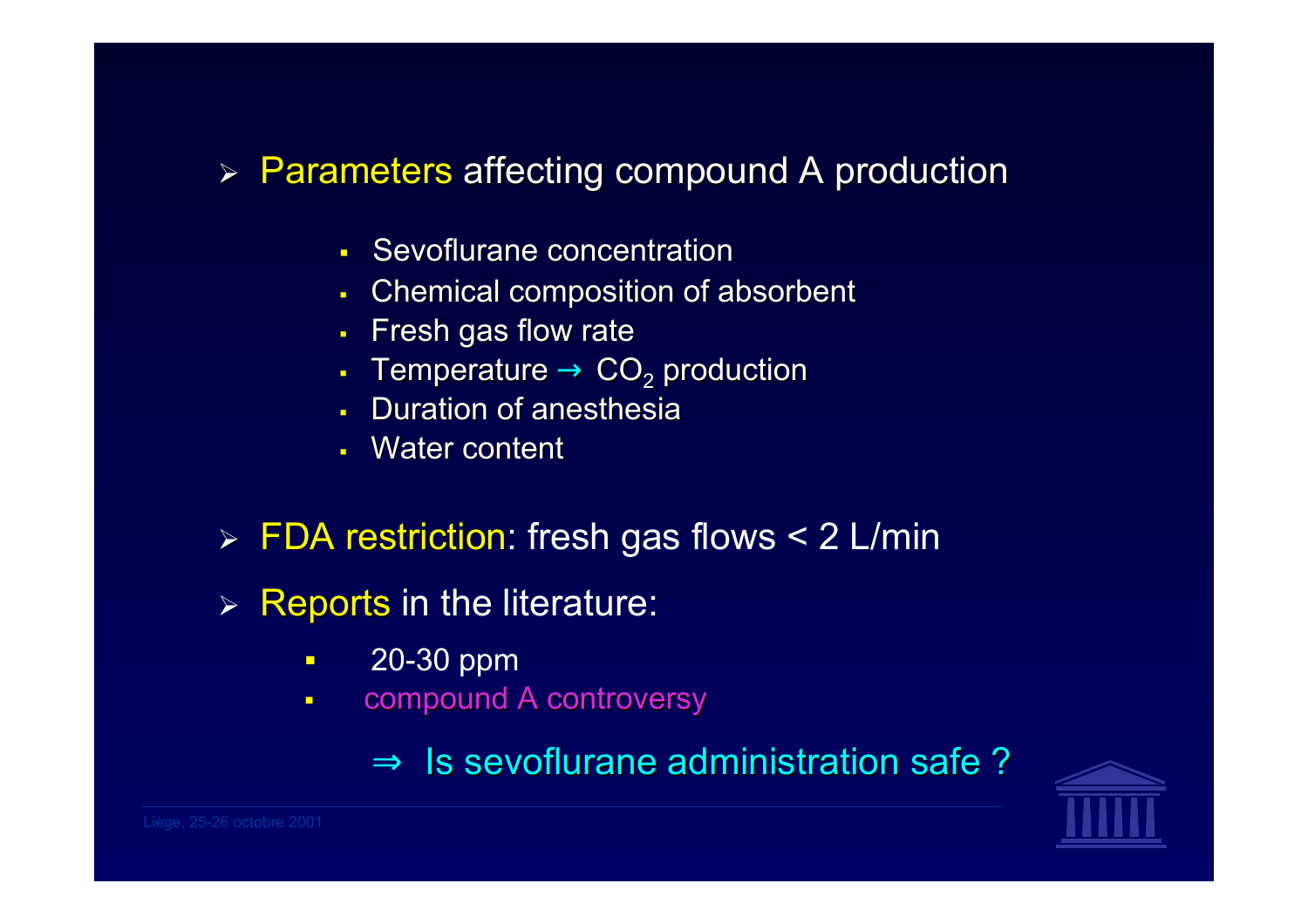- Parameters affecting compound A production
  - Sevoflurane concentration
  - Chemical composition of absorbent
  - Fresh gas flow rate
  - Temperature → $CO_2$ production
  - Duration of anesthesia
  - Water content
- FDA restriction: fresh gas flows < 2 L/min
- Reports in the literature:
  - 20-30 ppm
  - compound A controversy

⇒ Is sevoflurane administration safe ?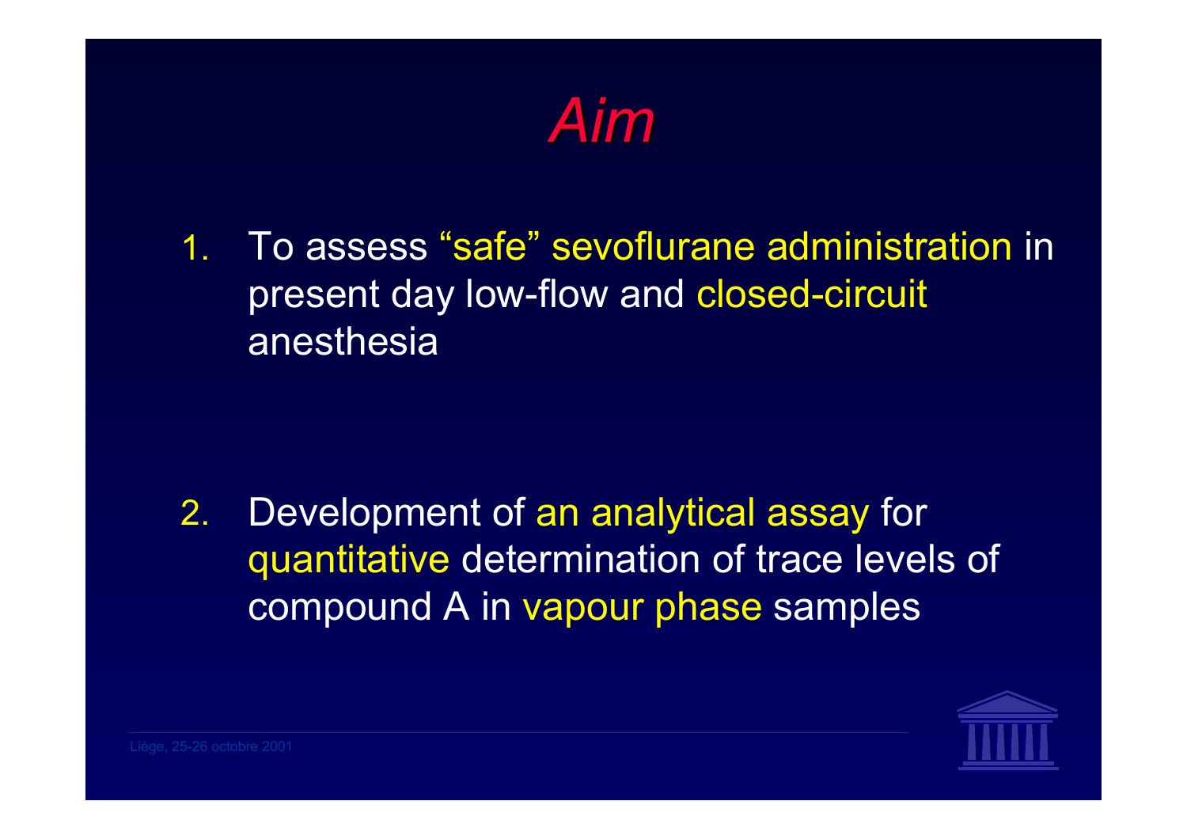# *Aim*

1. To assess "safe" sevoflurane administration in present day low-flow and closed-circuit anesthesia

2. Development of an analytical assay for quantitative determination of trace levels of compound A in vapour phase samples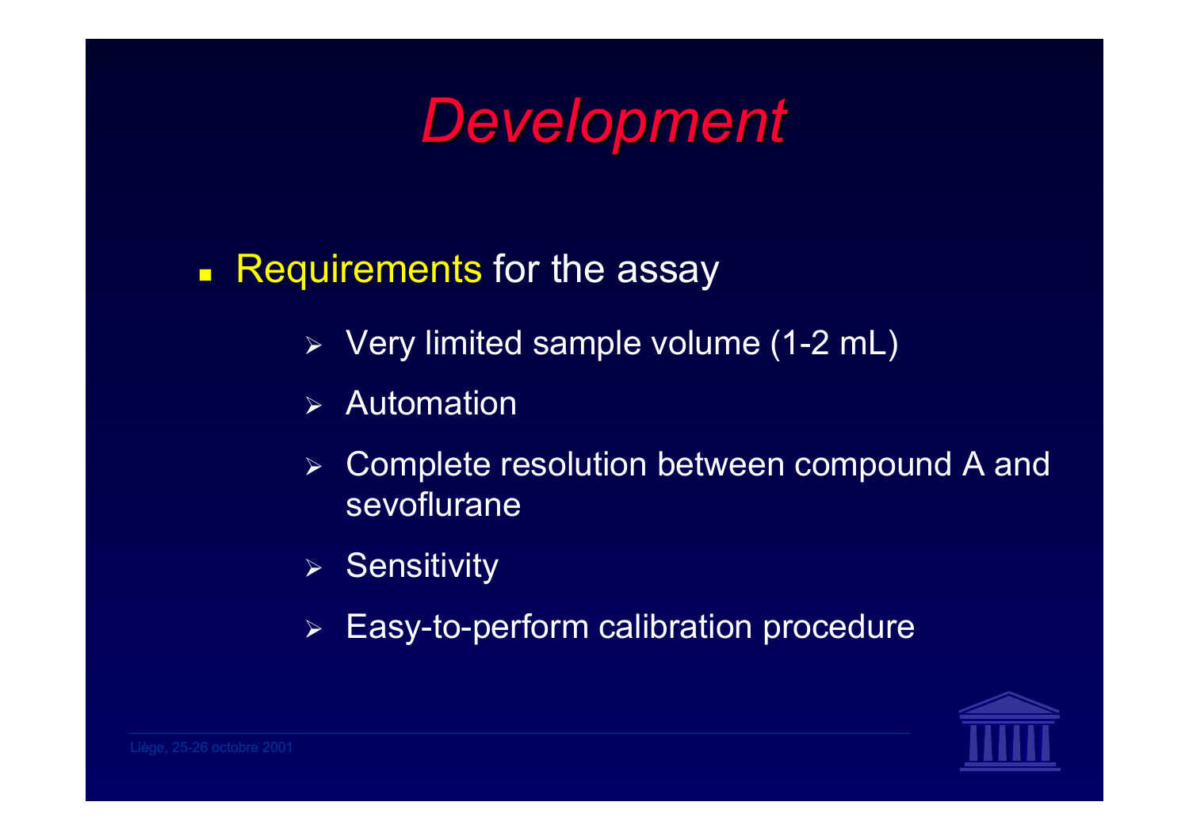# *Development*

- Requirements for the assay
  - Very limited sample volume (1-2 mL)
  - Automation
  - Complete resolution between compound A and sevoflurane
  - Sensitivity
  - Easy-to-perform calibration procedure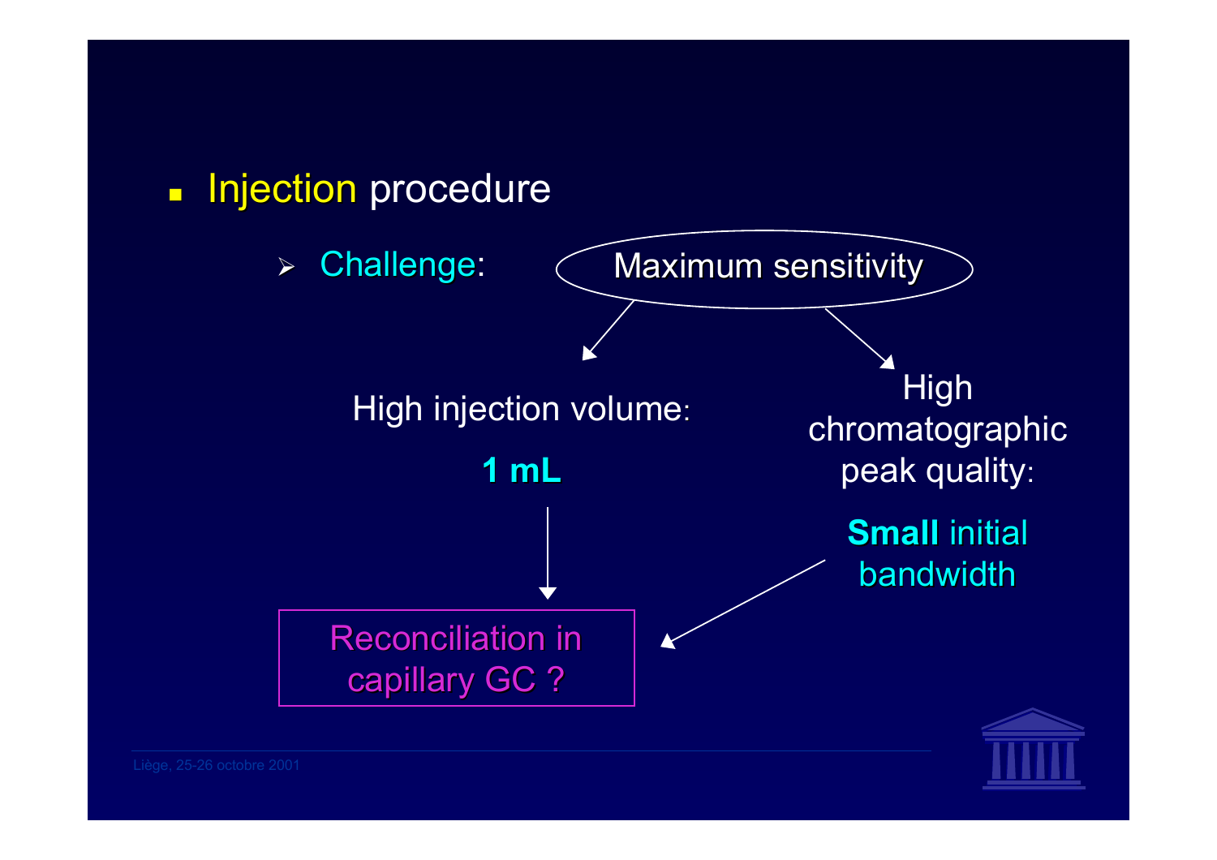- Injection procedure

  - Challenge: Maximum sensitivity

High injection volume:

**1 mL**

High chromatographic peak quality:

**Small** initial bandwidth

Reconciliation in capillary GC ?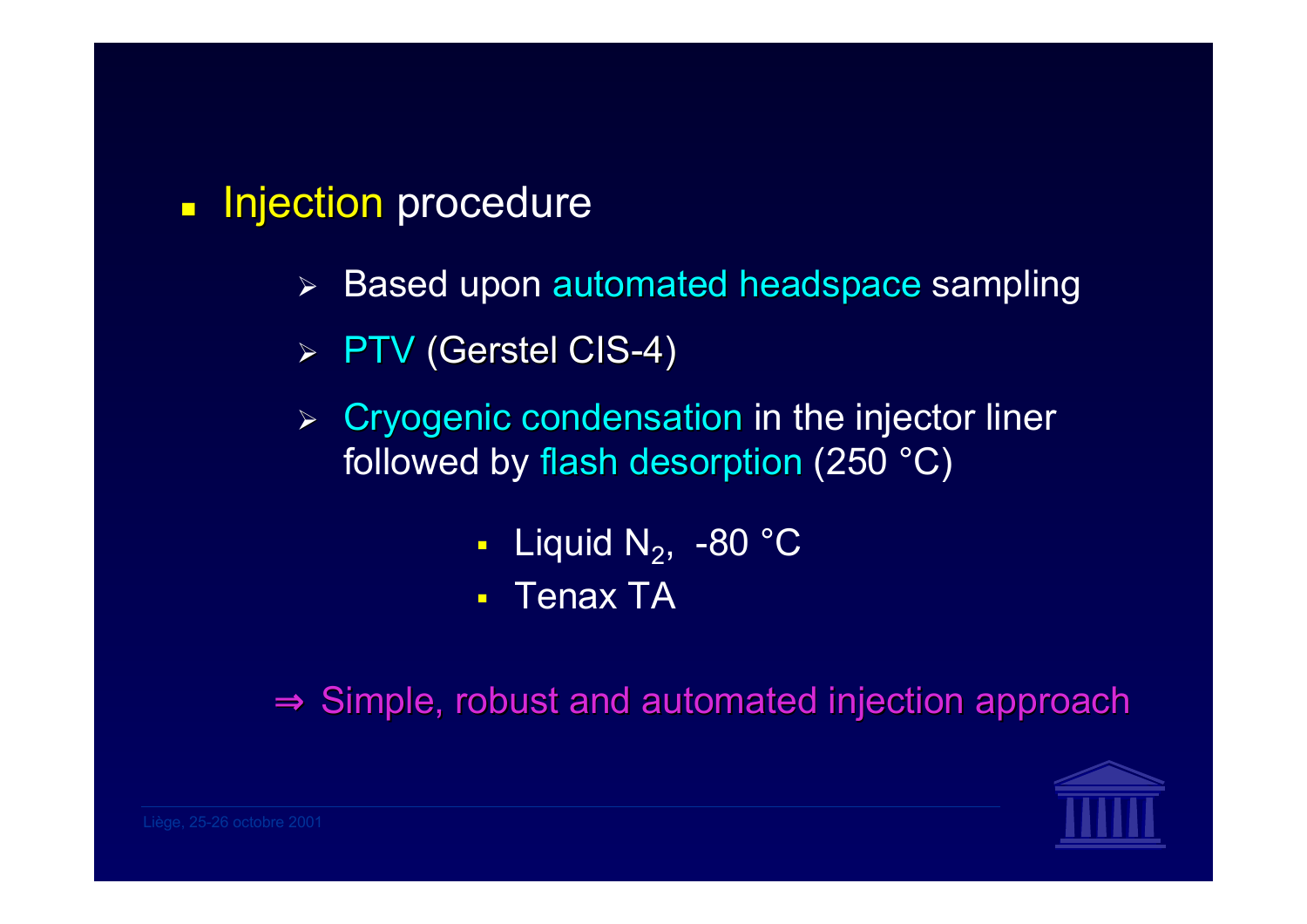- Injection procedure

  - Based upon automated headspace sampling
  - PTV (Gerstel CIS-4)
  - Cryogenic condensation in the injector liner followed by flash desorption (250 °C)

    - Liquid $N_2$, -80 °C
    - Tenax TA

⇒ Simple, robust and automated injection approach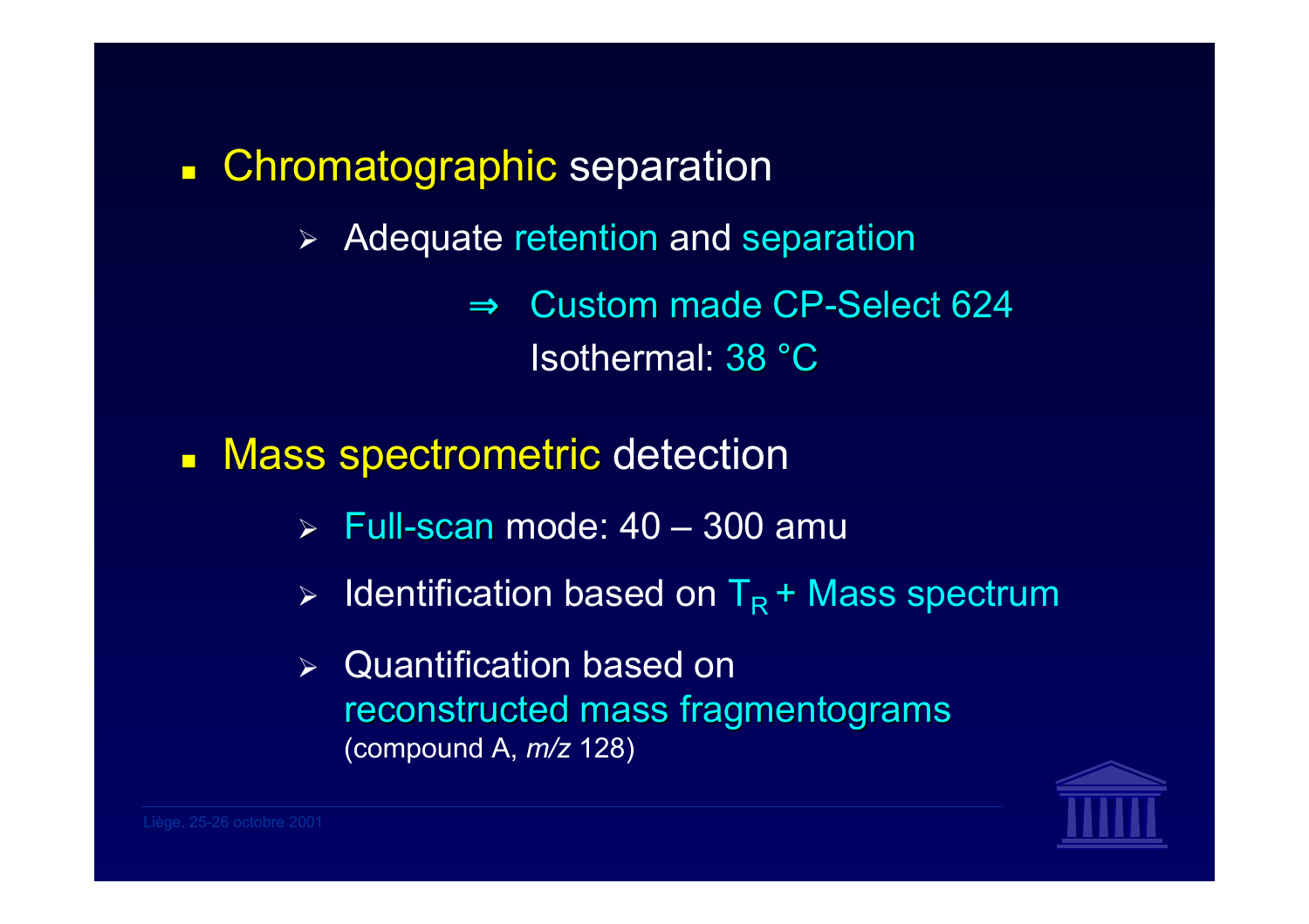- Chromatographic separation
  - Adequate retention and separation
    - ⇒ Custom made CP-Select 624
      Isothermal: 38 °C

- Mass spectrometric detection
  - Full-scan mode: 40 – 300 amu
  - Identification based on $T_R$ + Mass spectrum
  - Quantification based on reconstructed mass fragmentograms
    (compound A, *m/z* 128)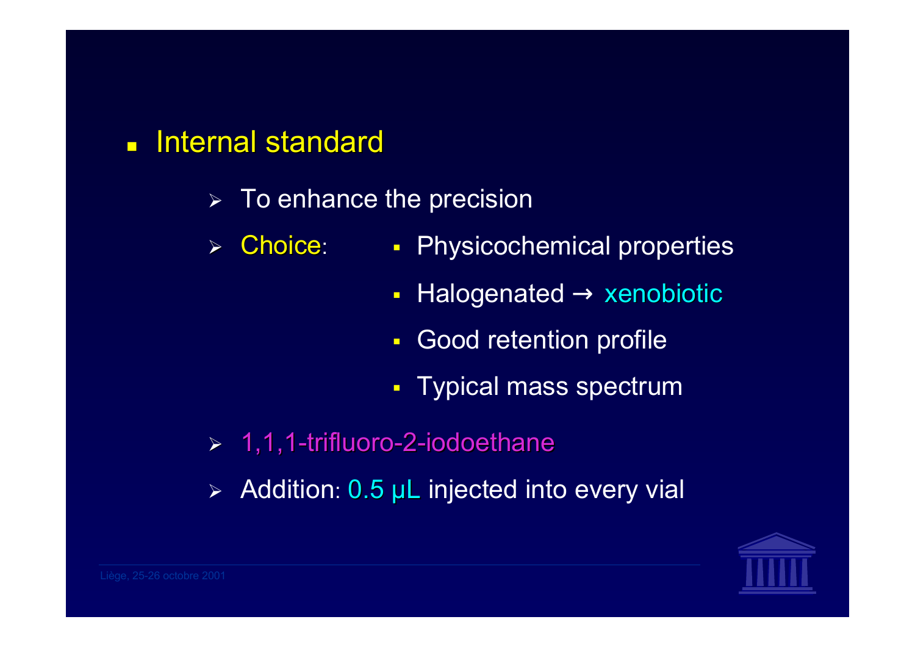- Internal standard
  - To enhance the precision
  - Choice:
    - Physicochemical properties
    - Halogenated → xenobiotic
    - Good retention profile
    - Typical mass spectrum
  - 1,1,1-trifluoro-2-iodoethane
  - Addition: 0.5 µL injected into every vial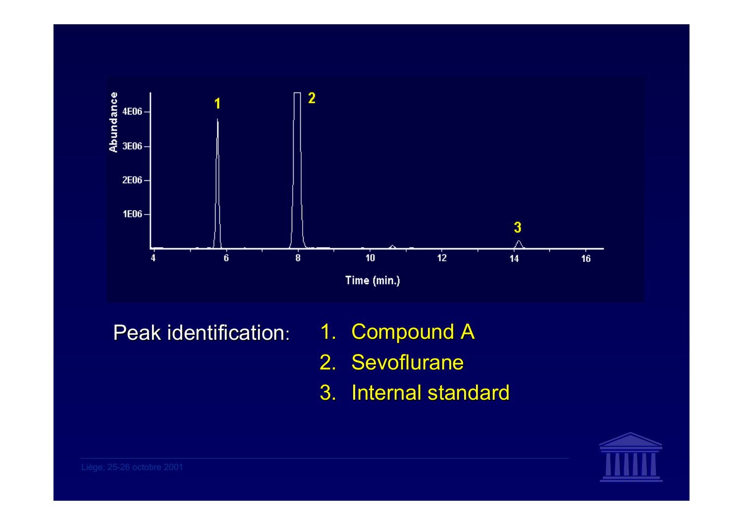Peak identification:

1. Compound A
2. Sevoflurane
3. Internal standard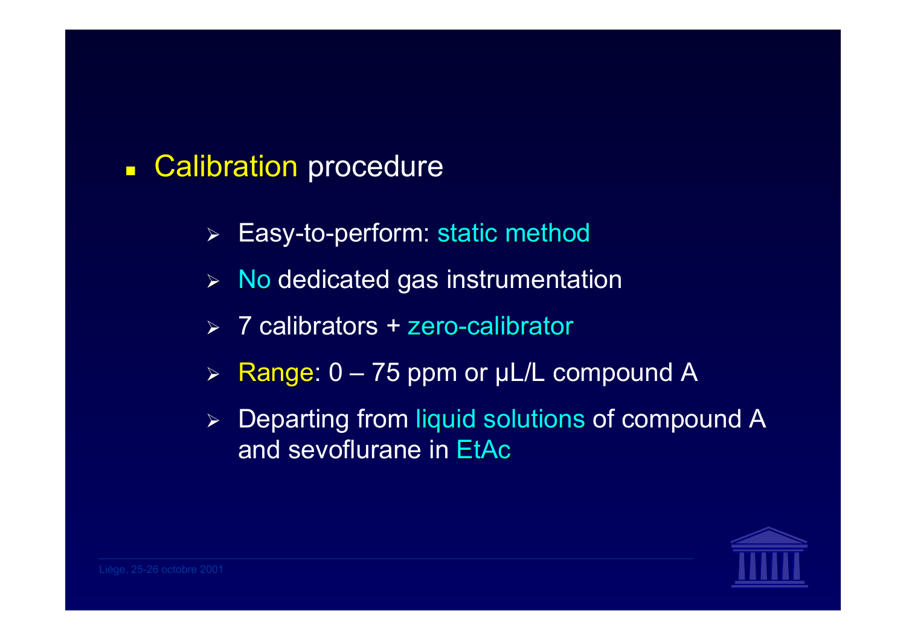- Calibration procedure

  - Easy-to-perform: static method
  - No dedicated gas instrumentation
  - 7 calibrators + zero-calibrator
  - Range: 0 – 75 ppm or µL/L compound A
  - Departing from liquid solutions of compound A and sevoflurane in EtAc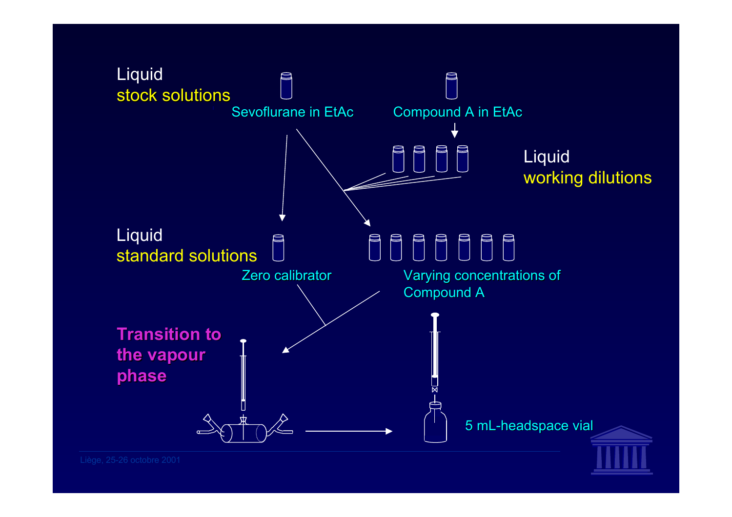Liquid
stock solutions

Sevoflurane in EtAc

Compound A in EtAc

Liquid
working dilutions

Liquid
standard solutions

Zero calibrator

Varying concentrations of Compound A

**Transition to the vapour phase**

5 mL-headspace vial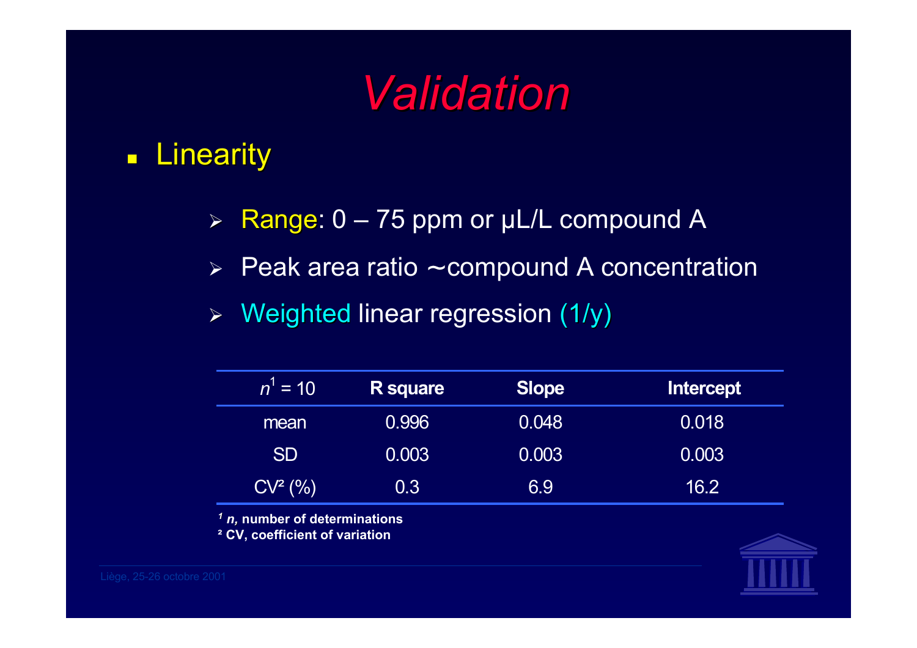# Validation

- Linearity

  - Range: 0 – 75 ppm or µL/L compound A
  - Peak area ratio ∼compound A concentration
  - Weighted linear regression (1/y)

| $n$[1] = 10 | R square | Slope | Intercept |
|---|---|---|---|
| mean | 0.996 | 0.048 | 0.018 |
| SD | 0.003 | 0.003 | 0.003 |
| CV[2] (%) | 0.3 | 6.9 | 16.2 |

**[1] *n*, number of determinations**
**[2] CV, coefficient of variation**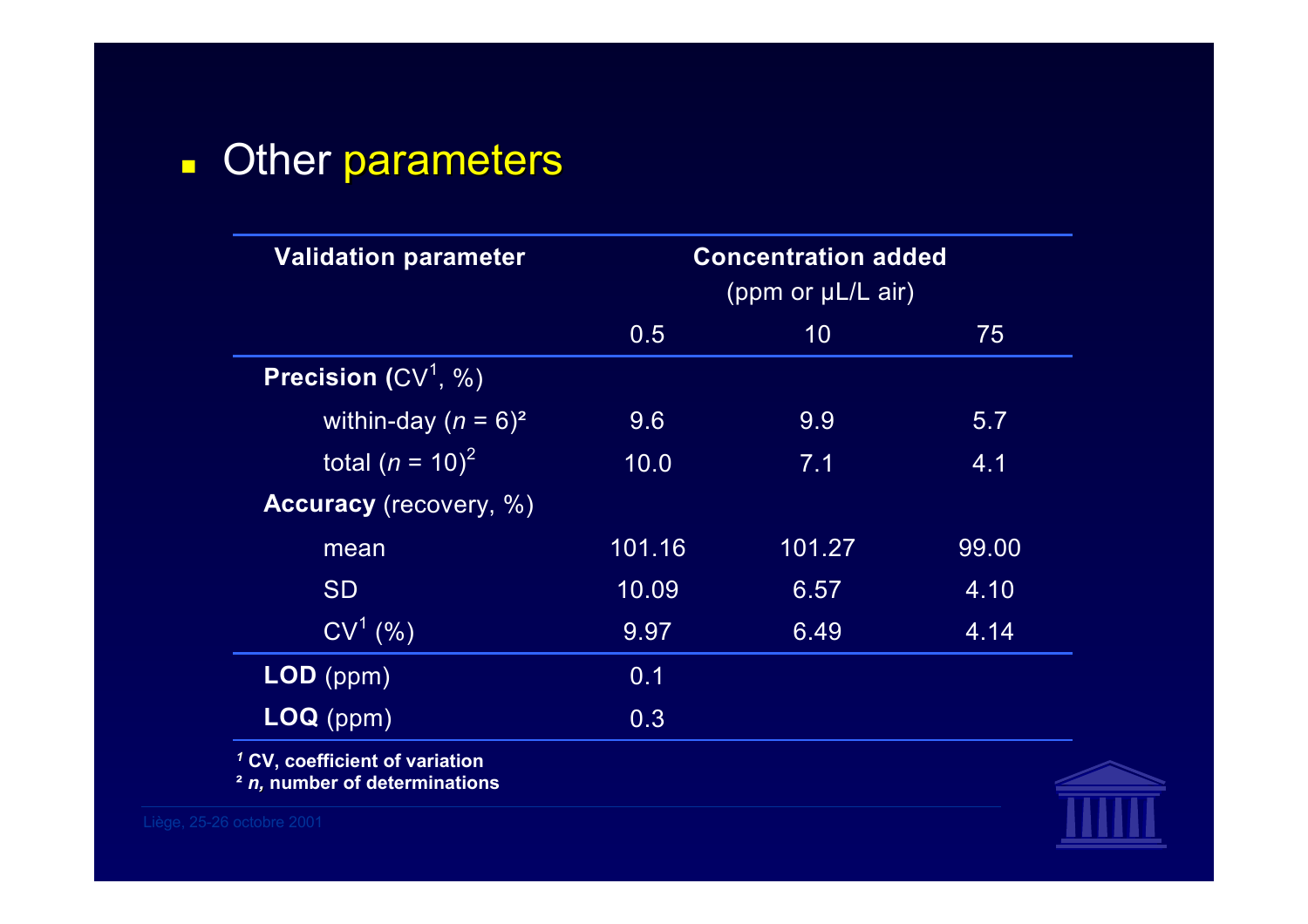- Other parameters

| Validation parameter | Concentration added (ppm or µL/L air) | | |
|---|---|---|---|
| | 0.5 | 10 | 75 |
| **Precision** (CV[1], %) | | | |
| within-day (*n* = 6)[2] | 9.6 | 9.9 | 5.7 |
| total (*n* = 10)[2] | 10.0 | 7.1 | 4.1 |
| **Accuracy** (recovery, %) | | | |
| mean | 101.16 | 101.27 | 99.00 |
| SD | 10.09 | 6.57 | 4.10 |
| CV[1] (%) | 9.97 | 6.49 | 4.14 |
| **LOD** (ppm) | 0.1 | | |
| **LOQ** (ppm) | 0.3 | | |

[1] **CV, coefficient of variation**
[2] ***n*, number of determinations**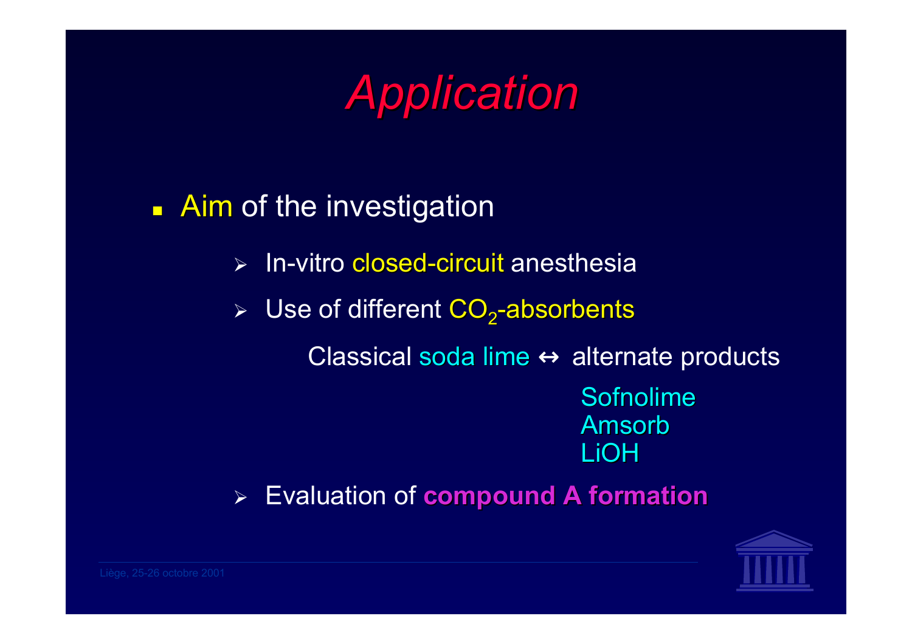# *Application*

- Aim of the investigation
  - In-vitro closed-circuit anesthesia
  - Use of different $CO_2$-absorbents

    Classical soda lime ↔ alternate products

    Sofnolime
    Amsorb
    LiOH
  - Evaluation of **compound A formation**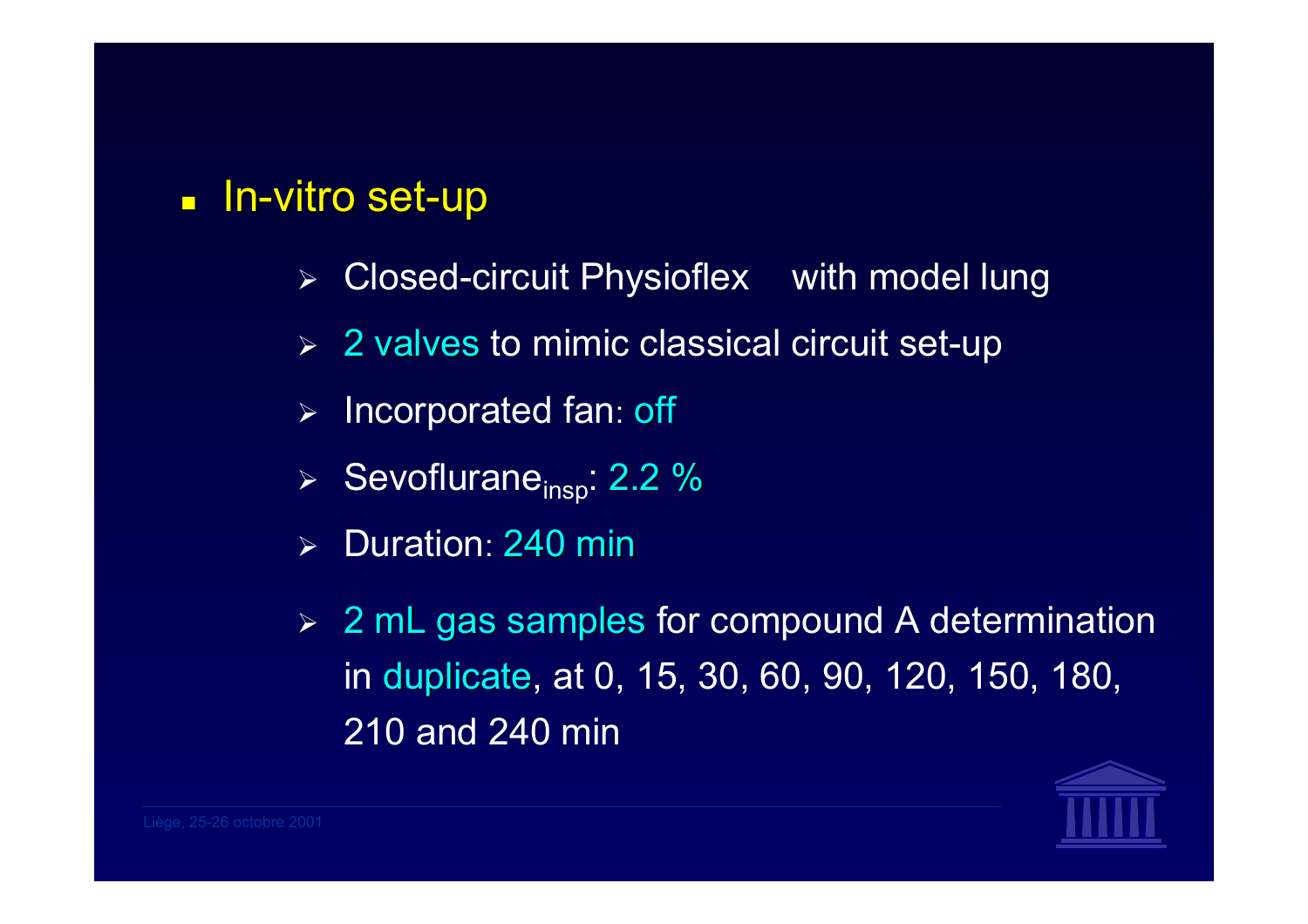- In-vitro set-up
  - Closed-circuit Physioflex with model lung
  - 2 valves to mimic classical circuit set-up
  - Incorporated fan: off
  - $\text{Sevoflurane}_{insp}$: 2.2 %
  - Duration: 240 min
  - 2 mL gas samples for compound A determination in duplicate, at 0, 15, 30, 60, 90, 120, 150, 180, 210 and 240 min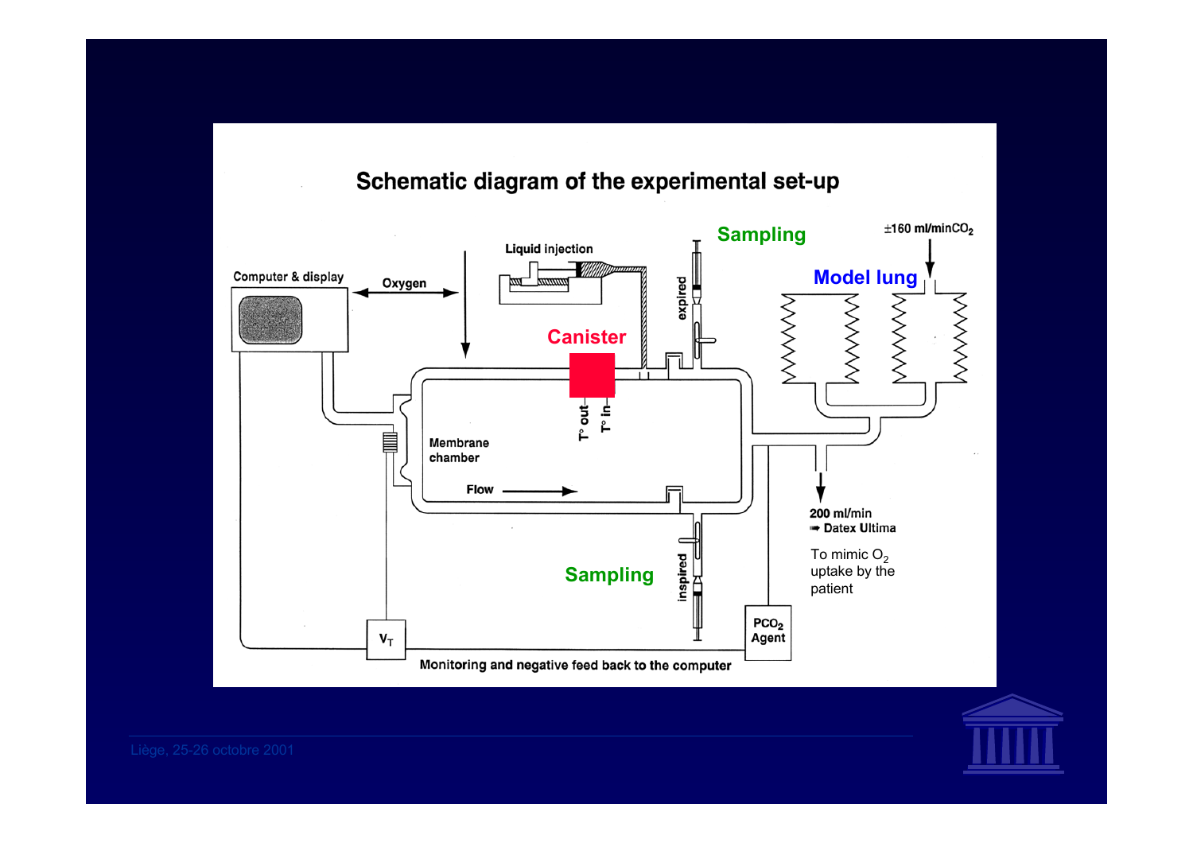# Schematic diagram of the experimental set-up

Computer & display

Oxygen

Liquid injection

Canister

T° out

T° in

Membrane chamber

Flow

Sampling

expired

inspired

Sampling

$\pm$160 ml/min$CO_2$

Model lung

200 ml/min

➡ Datex Ultima

To mimic $O_2$ uptake by the patient

$V_T$

$PCO_2$ Agent

Monitoring and negative feed back to the computer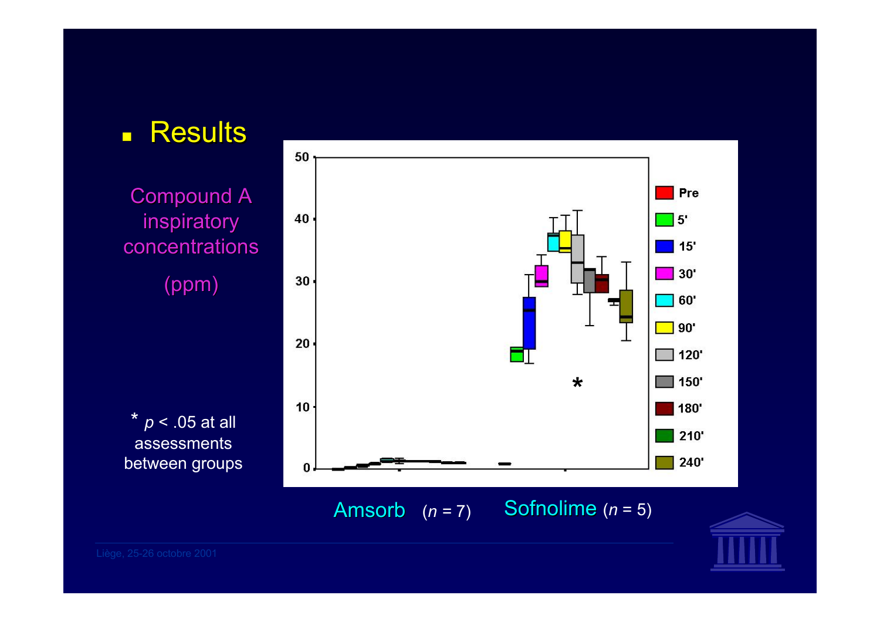- Results

Compound A inspiratory concentrations

(ppm)

\* $p < .05$ at all assessments between groups

Amsorb ($n = 7$) Sofnolime ($n = 5$)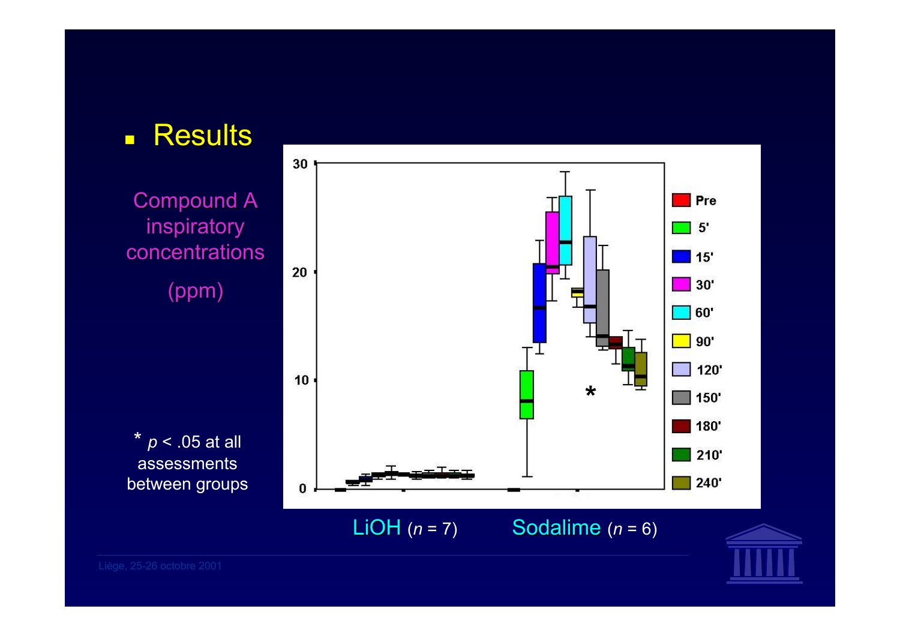- Results

Compound A inspiratory concentrations

(ppm)

* $p < .05$ at all assessments between groups

LiOH ($n$ = 7) Sodalime ($n$ = 6)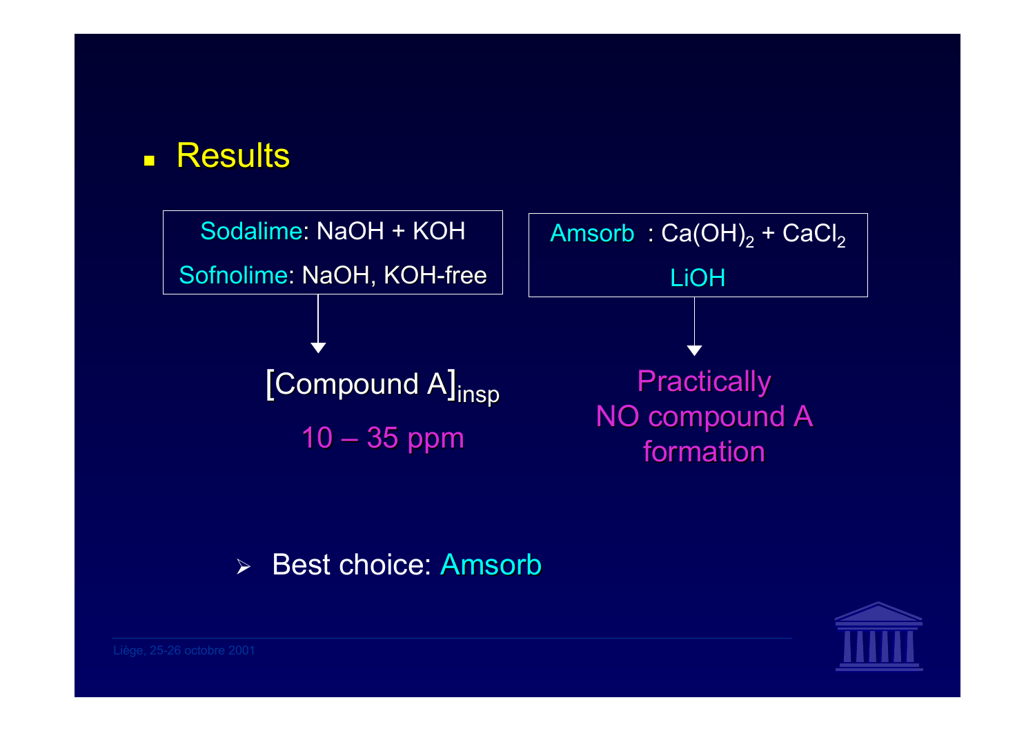- Results

Sodalime: NaOH + KOH

Sofnolime: NaOH, KOH-free

↓

$[\text{Compound A}]_{insp}$

10 – 35 ppm

Amsorb : $Ca(OH)_2 + CaCl_2$

LiOH

↓

Practically NO compound A formation

- Best choice: Amsorb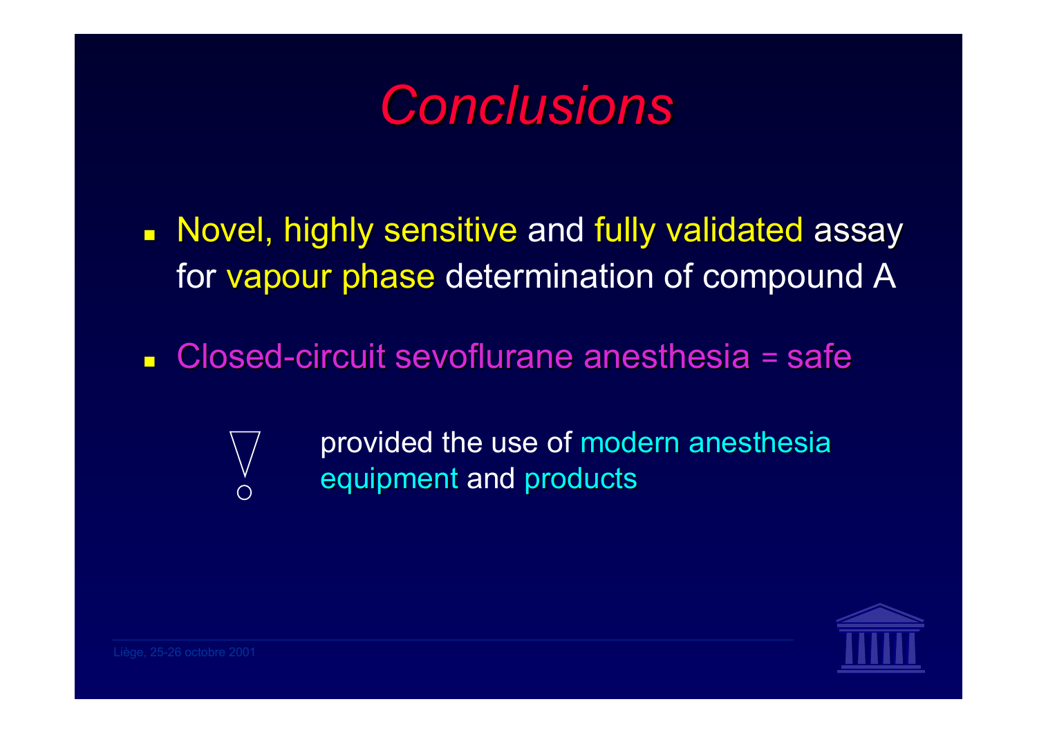# *Conclusions*

- Novel, highly sensitive and fully validated assay for vapour phase determination of compound A
- Closed-circuit sevoflurane anesthesia = safe

  ! provided the use of modern anesthesia equipment and products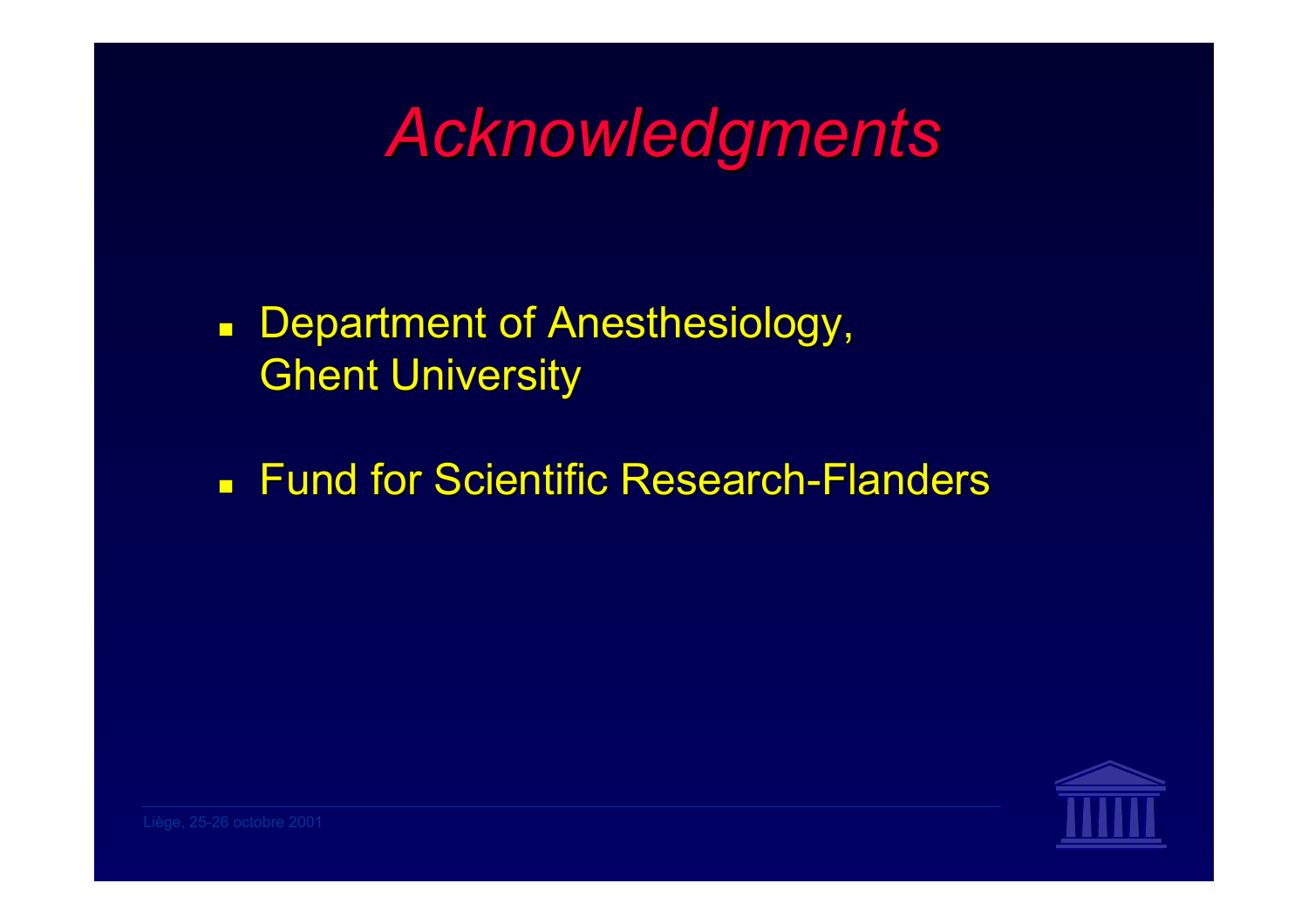# *Acknowledgments*

- Department of Anesthesiology, Ghent University
- Fund for Scientific Research-Flanders